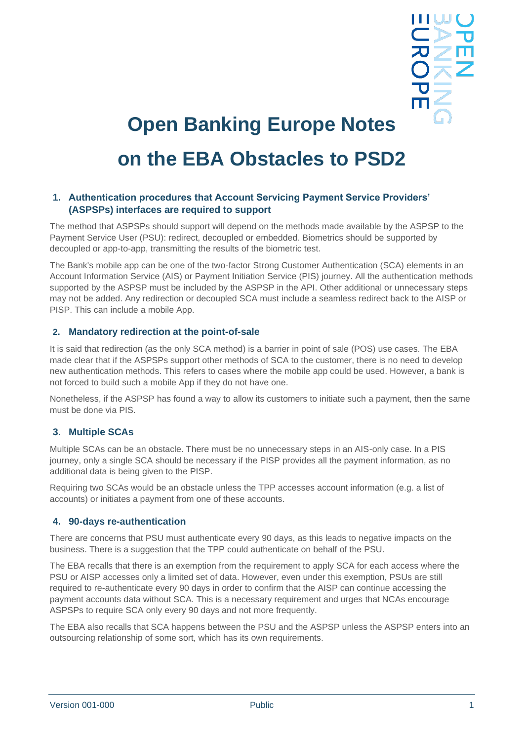# Open Banking Europe Notes on the EBA Obstacles to PSD2

## 1. Authentication procedures that Account Servicing Payment Service Providers' (ASPSPs) interfaces are required to support

The method that ASPSPs should support will depend on the methods made available by the ASPSP to the Payment Service User (PSU): redirect, decoupled or embedded. Biometrics should be supported by decoupled or app-to-app, transmitting the results of the biometric test.

The Bank's mobile app can be one of the two-factor Strong Customer Authentication (SCA) elements in an Account Information Service (AIS) or Payment Initiation Service (PIS) journey. All the authentication methods supported by the ASPSP must be included by the ASPSP in the API. Other additional or unnecessary steps may not be added. Any redirection or decoupled SCA must include a seamless redirect back to the AISP or PISP. This can include a mobile App.

## 2. Mandatory redirection at the point-of-sale

It is said that redirection (as the only SCA method) is a barrier in point of sale (POS) use cases. The EBA made clear that if the ASPSPs support other methods of SCA to the customer, there is no need to develop new authentication methods. This refers to cases where the mobile app could be used. However, a bank is not forced to build such a mobile App if they do not have one.

Nonetheless, if the ASPSP has found a way to allow its customers to initiate such a payment, then the same must be done via PIS.

## 3. Multiple SCAs

Multiple SCAs can be an obstacle. There must be no unnecessary steps in an AIS-only case. In a PIS journey, only a single SCA should be necessary if the PISP provides all the payment information, as no additional data is being given to the PISP.

Requiring two SCAs would be an obstacle unless the TPP accesses account information (e.g. a list of accounts) or initiates a payment from one of these accounts.

## 4. 90-days re-authentication

There are concerns that PSU must authenticate every 90 days, as this leads to negative impacts on the business. There is a suggestion that the TPP could authenticate on behalf of the PSU.

The EBA recalls that there is an exemption from the requirement to apply SCA for each access where the PSU or AISP accesses only a limited set of data. However, even under this exemption, PSUs are still required to re-authenticate every 90 days in order to confirm that the AISP can continue accessing the payment accounts data without SCA. This is a necessary requirement and urges that NCAs encourage ASPSPs to require SCA only every 90 days and not more frequently.

The EBA also recalls that SCA happens between the PSU and the ASPSP unless the ASPSP enters into an outsourcing relationship of some sort, which has its own requirements.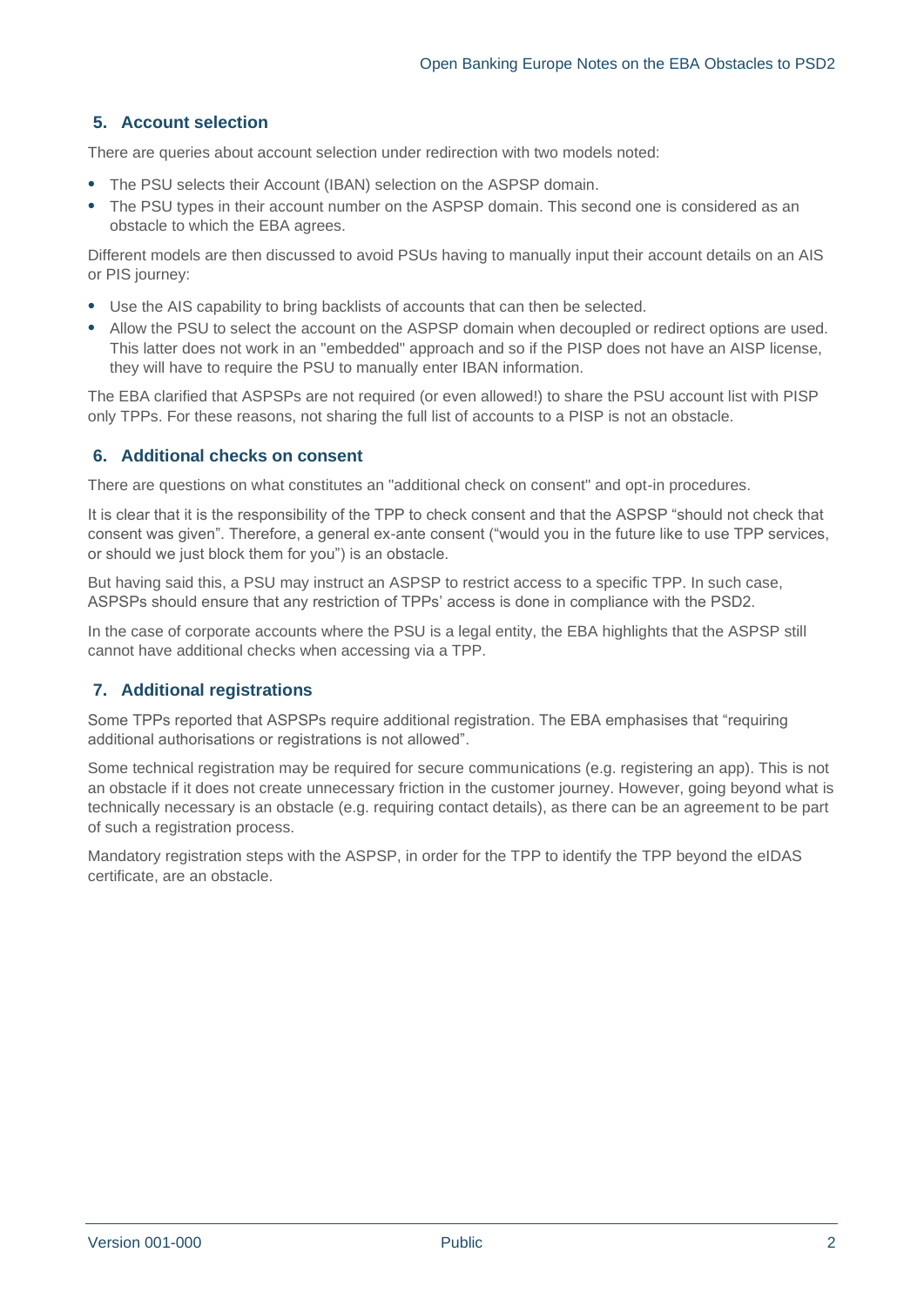## 5. Account selection

There are queries about account selection under redirection with two models noted:

- The PSU selects their Account (IBAN) selection on the ASPSP domain.
- The PSU types in their account number on the ASPSP domain. This second one is considered as an obstacle to which the EBA agrees.

Different models are then discussed to avoid PSUs having to manually input their account details on an AIS or PIS journey:

- Use the AIS capability to bring backlists of accounts that can then be selected.
- Allow the PSU to select the account on the ASPSP domain when decoupled or redirect options are used. This latter does not work in an "embedded" approach and so if the PISP does not have an AISP license, they will have to require the PSU to manually enter IBAN information.

The EBA clarified that ASPSPs are not required (or even allowed!) to share the PSU account list with PISP only TPPs. For these reasons, not sharing the full list of accounts to a PISP is not an obstacle.

## 6. Additional checks on consent

There are questions on what constitutes an "additional check on consent" and opt-in procedures.

It is clear that it is the responsibility of the TPP to check consent and that the ASPSP "should not check that consent was given". Therefore, a general ex-ante consent ("would you in the future like to use TPP services, or should we just block them for you") is an obstacle.

But having said this, a PSU may instruct an ASPSP to restrict access to a specific TPP. In such case, ASPSPs should ensure that any restriction of TPPs' access is done in compliance with the PSD2.

In the case of corporate accounts where the PSU is a legal entity, the EBA highlights that the ASPSP still cannot have additional checks when accessing via a TPP.

## 7. Additional registrations

Some TPPs reported that ASPSPs require additional registration. The EBA emphasises that "requiring additional authorisations or registrations is not allowed".

Some technical registration may be required for secure communications (e.g. registering an app). This is not an obstacle if it does not create unnecessary friction in the customer journey. However, going beyond what is technically necessary is an obstacle (e.g. requiring contact details), as there can be an agreement to be part of such a registration process.

Mandatory registration steps with the ASPSP, in order for the TPP to identify the TPP beyond the eIDAS certificate, are an obstacle.